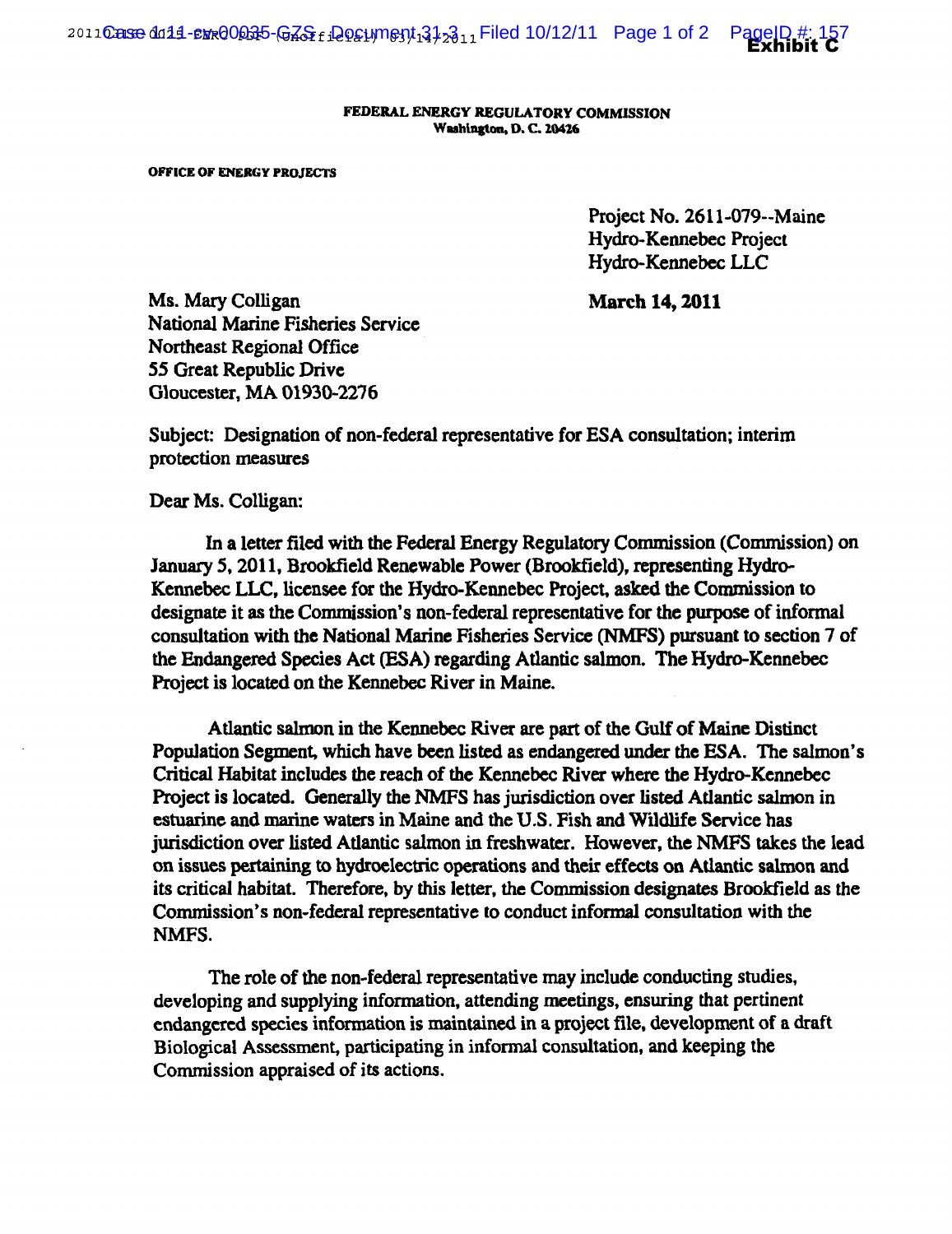Exhibit C

FEDERAL ENERGY REGULATORY COMMISSION
Washington, D. C. 20426

OFFICE OF ENERGY PROJECTS

Project No. 2611-079--Maine
Hydro-Kennebec Project
Hydro-Kennebec LLC

**March 14, 2011**

Ms. Mary Colligan
National Marine Fisheries Service
Northeast Regional Office
55 Great Republic Drive
Gloucester, MA 01930-2276

Subject: Designation of non-federal representative for ESA consultation; interim protection measures

Dear Ms. Colligan:

In a letter filed with the Federal Energy Regulatory Commission (Commission) on January 5, 2011, Brookfield Renewable Power (Brookfield), representing Hydro-Kennebec LLC, licensee for the Hydro-Kennebec Project, asked the Commission to designate it as the Commission's non-federal representative for the purpose of informal consultation with the National Marine Fisheries Service (NMFS) pursuant to section 7 of the Endangered Species Act (ESA) regarding Atlantic salmon. The Hydro-Kennebec Project is located on the Kennebec River in Maine.

Atlantic salmon in the Kennebec River are part of the Gulf of Maine Distinct Population Segment, which have been listed as endangered under the ESA. The salmon's Critical Habitat includes the reach of the Kennebec River where the Hydro-Kennebec Project is located. Generally the NMFS has jurisdiction over listed Atlantic salmon in estuarine and marine waters in Maine and the U.S. Fish and Wildlife Service has jurisdiction over listed Atlantic salmon in freshwater. However, the NMFS takes the lead on issues pertaining to hydroelectric operations and their effects on Atlantic salmon and its critical habitat. Therefore, by this letter, the Commission designates Brookfield as the Commission's non-federal representative to conduct informal consultation with the NMFS.

The role of the non-federal representative may include conducting studies, developing and supplying information, attending meetings, ensuring that pertinent endangered species information is maintained in a project file, development of a draft Biological Assessment, participating in informal consultation, and keeping the Commission appraised of its actions.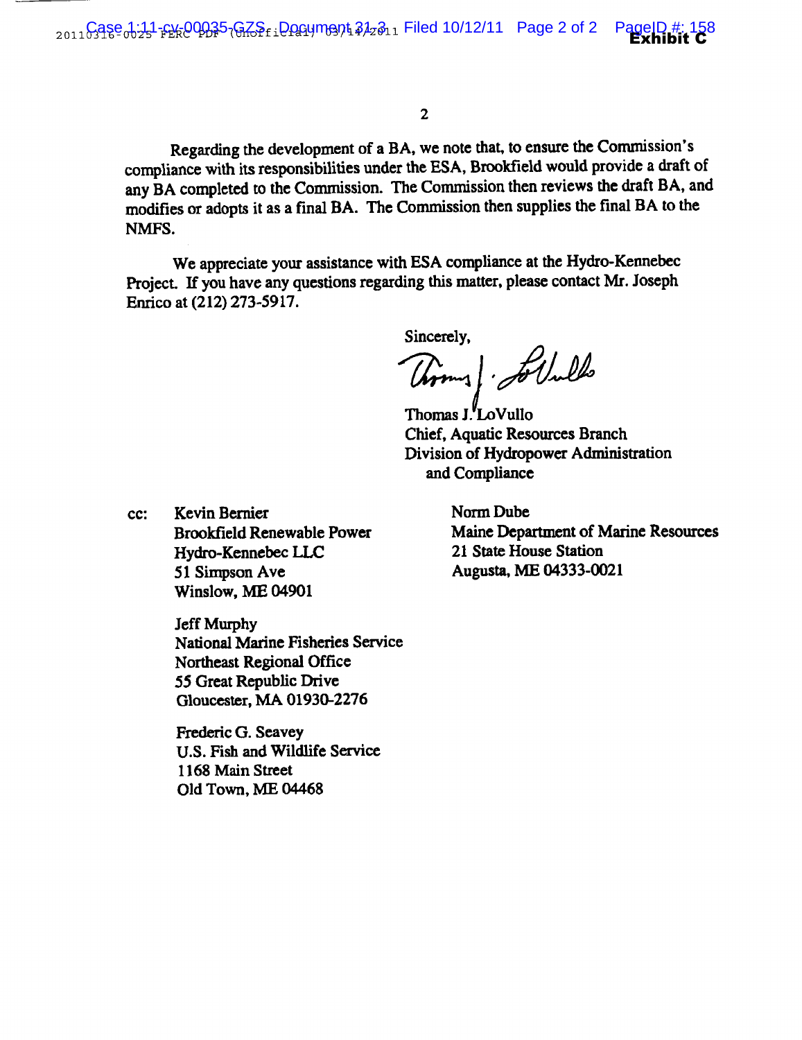Regarding the development of a BA, we note that, to ensure the Commission's compliance with its responsibilities under the ESA, Brookfield would provide a draft of any BA completed to the Commission. The Commission then reviews the draft BA, and modifies or adopts it as a final BA. The Commission then supplies the final BA to the NMFS.

We appreciate your assistance with ESA compliance at the Hydro-Kennebec Project. If you have any questions regarding this matter, please contact Mr. Joseph Enrico at (212) 273-5917.

Sincerely,

Thomas J. LoVullo
Chief, Aquatic Resources Branch
Division of Hydropower Administration
and Compliance

cc: Kevin Bernier
Brookfield Renewable Power
Hydro-Kennebec LLC
51 Simpson Ave
Winslow, ME 04901

Jeff Murphy
National Marine Fisheries Service
Northeast Regional Office
55 Great Republic Drive
Gloucester, MA 01930-2276

Frederic G. Seavey
U.S. Fish and Wildlife Service
1168 Main Street
Old Town, ME 04468

Norm Dube
Maine Department of Marine Resources
21 State House Station
Augusta, ME 04333-0021